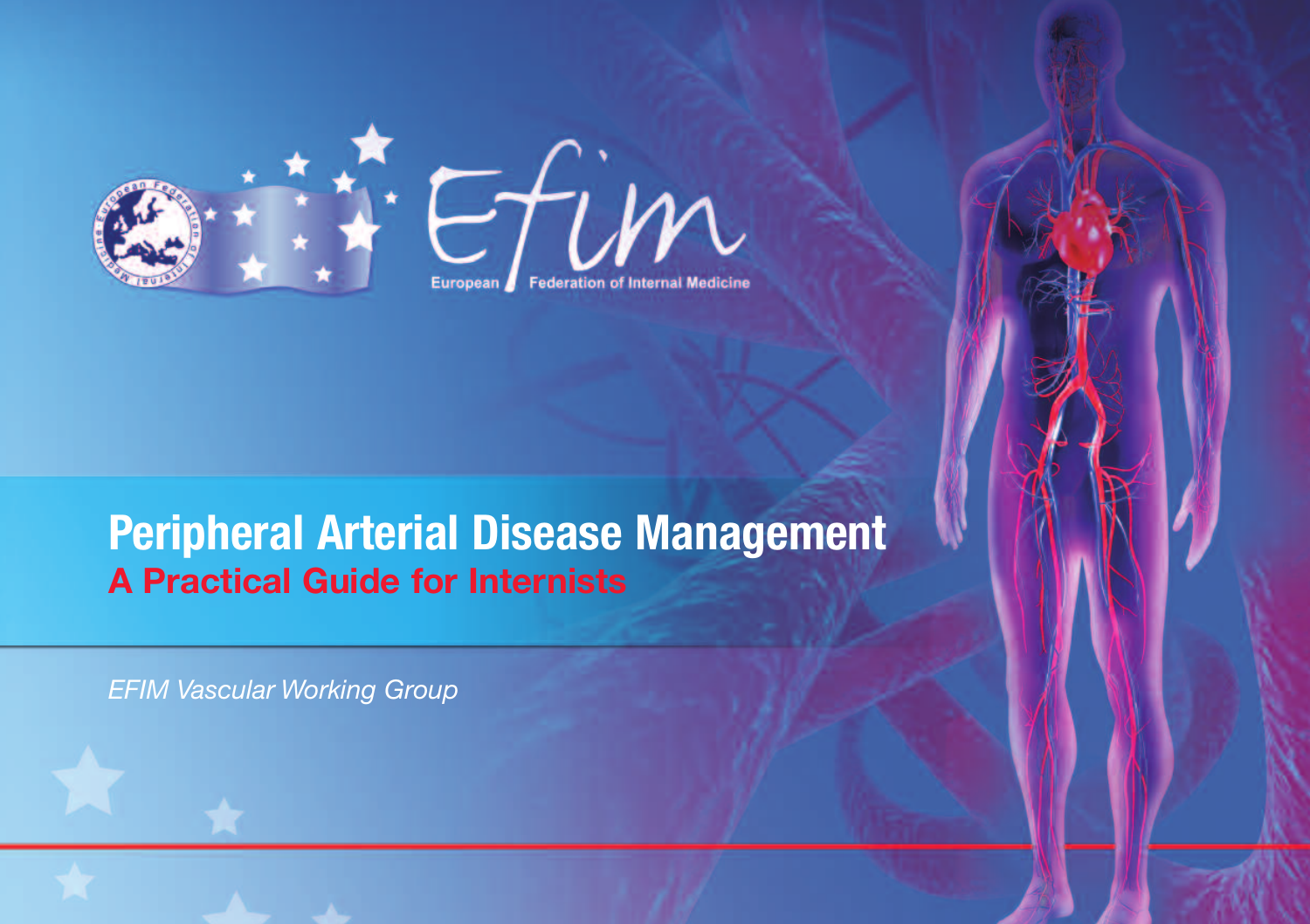Efim

European Federation of Internal Medicine

# Peripheral Arterial Disease Management

## A Practical Guide for Internists

*EFIM Vascular Working Group*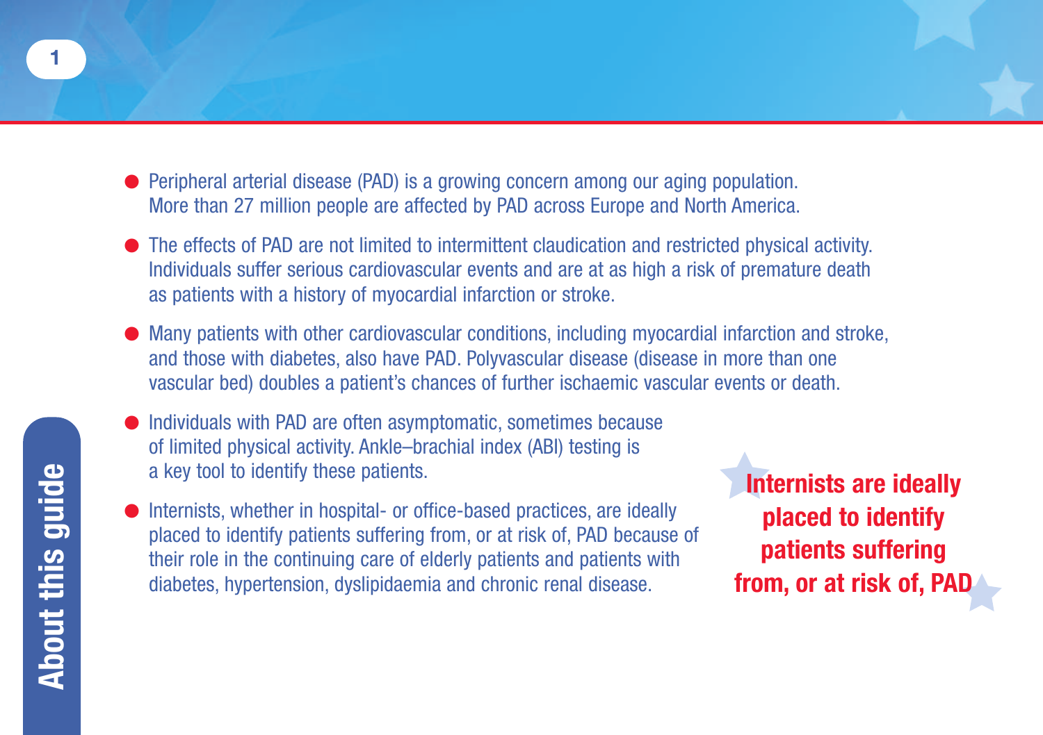# About this guide

- Peripheral arterial disease (PAD) is a growing concern among our aging population. More than 27 million people are affected by PAD across Europe and North America.
- The effects of PAD are not limited to intermittent claudication and restricted physical activity. Individuals suffer serious cardiovascular events and are at as high a risk of premature death as patients with a history of myocardial infarction or stroke.
- Many patients with other cardiovascular conditions, including myocardial infarction and stroke, and those with diabetes, also have PAD. Polyvascular disease (disease in more than one vascular bed) doubles a patient's chances of further ischaemic vascular events or death.
- Individuals with PAD are often asymptomatic, sometimes because of limited physical activity. Ankle–brachial index (ABI) testing is a key tool to identify these patients.
- Internists, whether in hospital- or office-based practices, are ideally placed to identify patients suffering from, or at risk of, PAD because of their role in the continuing care of elderly patients and patients with diabetes, hypertension, dyslipidaemia and chronic renal disease.

**Internists are ideally placed to identify patients suffering from, or at risk of, PAD**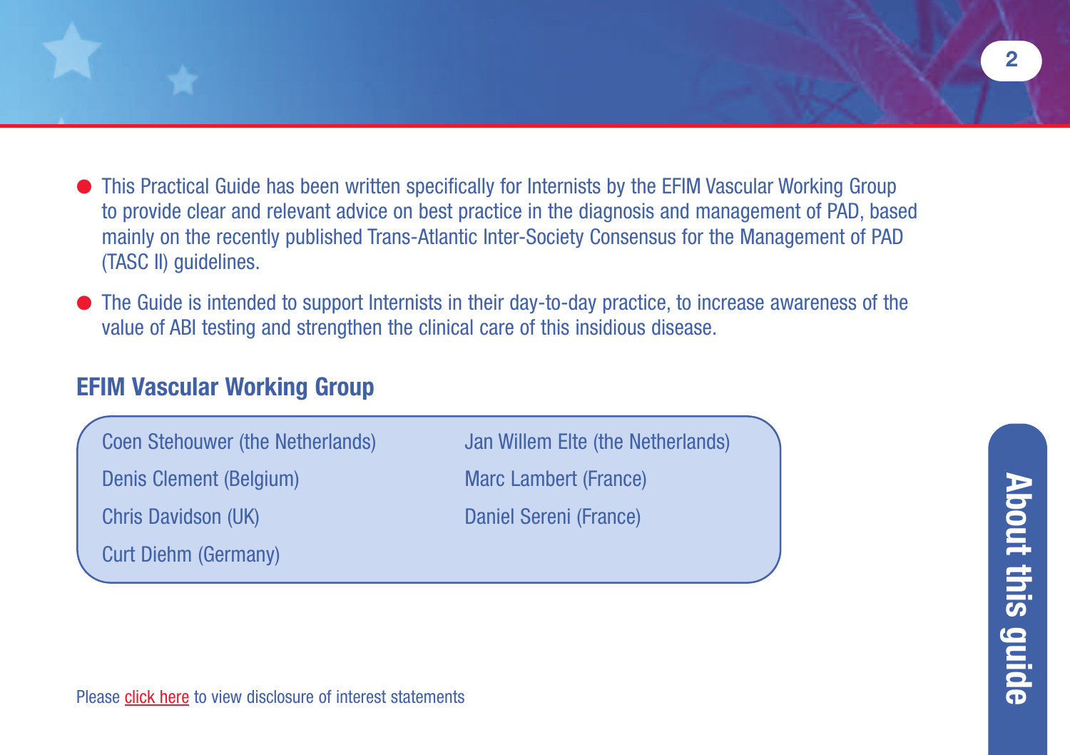- This Practical Guide has been written specifically for Internists by the EFIM Vascular Working Group to provide clear and relevant advice on best practice in the diagnosis and management of PAD, based mainly on the recently published Trans-Atlantic Inter-Society Consensus for the Management of PAD (TASC II) guidelines.
- The Guide is intended to support Internists in their day-to-day practice, to increase awareness of the value of ABI testing and strengthen the clinical care of this insidious disease.

## EFIM Vascular Working Group

Coen Stehouwer (the Netherlands)
Denis Clement (Belgium)
Chris Davidson (UK)
Curt Diehm (Germany)
Jan Willem Elte (the Netherlands)
Marc Lambert (France)
Daniel Sereni (France)

Please click here to view disclosure of interest statements

About this guide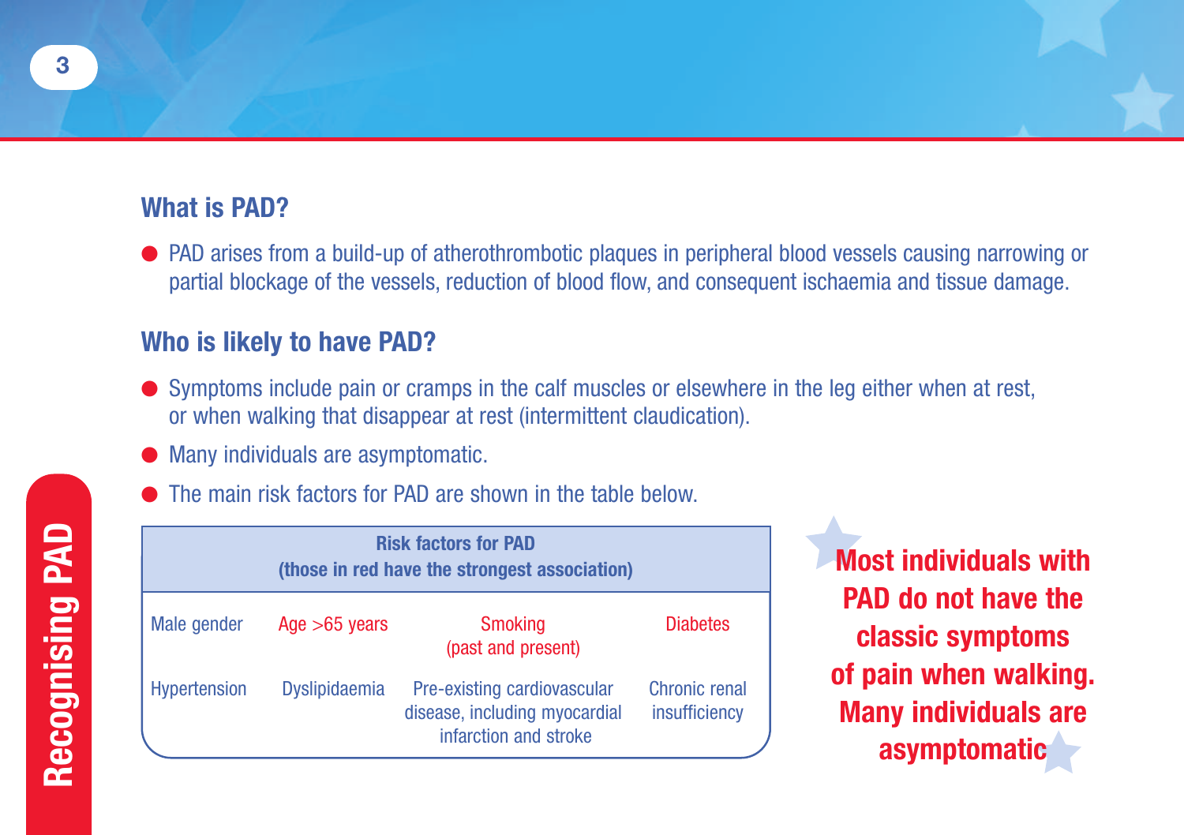## What is PAD?

- PAD arises from a build-up of atherothrombotic plaques in peripheral blood vessels causing narrowing or partial blockage of the vessels, reduction of blood flow, and consequent ischaemia and tissue damage.

## Who is likely to have PAD?

- Symptoms include pain or cramps in the calf muscles or elsewhere in the leg either when at rest, or when walking that disappear at rest (intermittent claudication).
- Many individuals are asymptomatic.
- The main risk factors for PAD are shown in the table below.

| Risk factors for PAD (those in red have the strongest association) | | | |
|---|---|---|---|
| Male gender | Age >65 years | Smoking (past and present) | Diabetes |
| Hypertension | Dyslipidaemia | Pre-existing cardiovascular disease, including myocardial infarction and stroke | Chronic renal insufficiency |

**Most individuals with PAD do not have the classic symptoms of pain when walking. Many individuals are asymptomatic**

Recognising PAD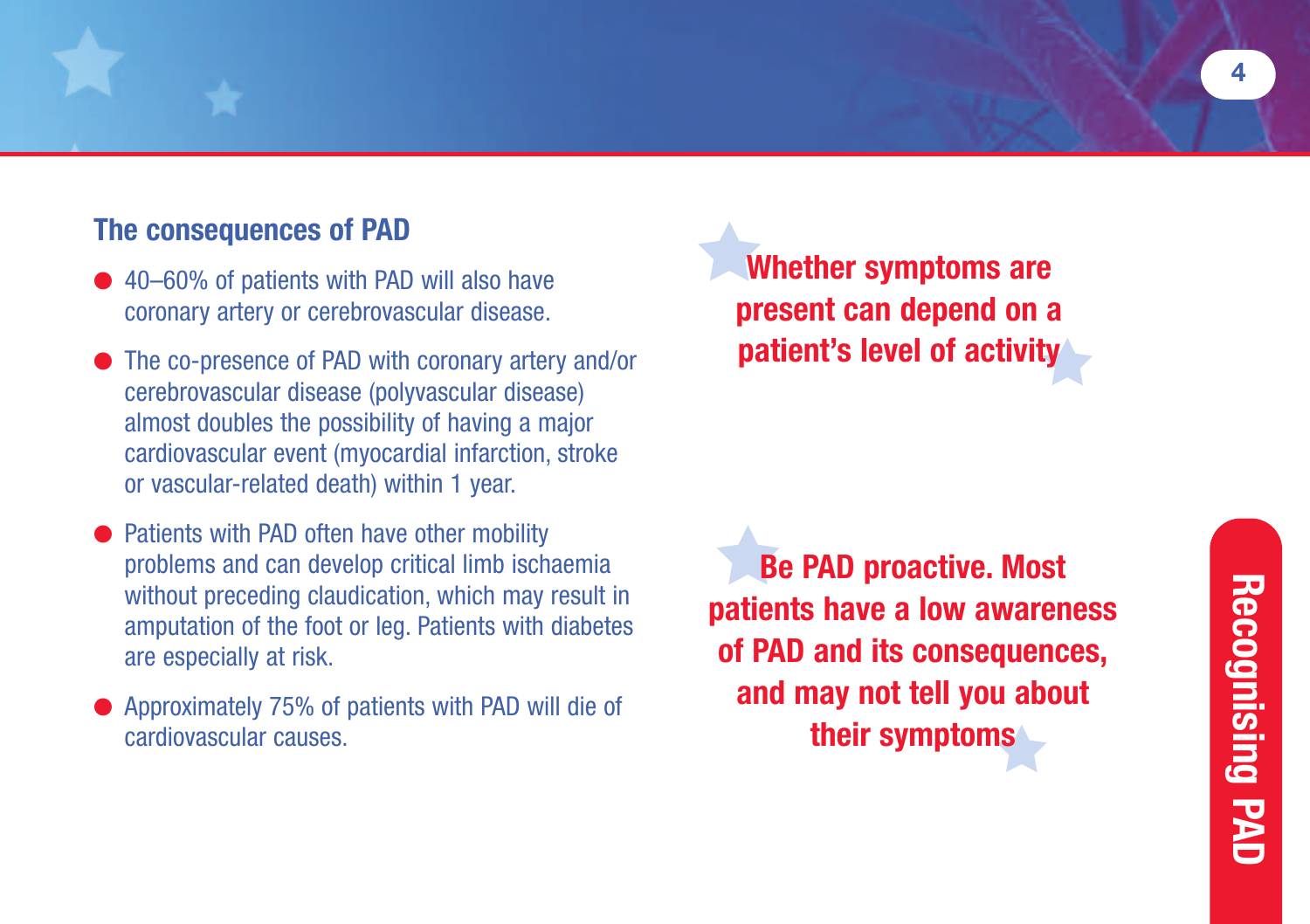## The consequences of PAD

- 40–60% of patients with PAD will also have coronary artery or cerebrovascular disease.
- The co-presence of PAD with coronary artery and/or cerebrovascular disease (polyvascular disease) almost doubles the possibility of having a major cardiovascular event (myocardial infarction, stroke or vascular-related death) within 1 year.
- Patients with PAD often have other mobility problems and can develop critical limb ischaemia without preceding claudication, which may result in amputation of the foot or leg. Patients with diabetes are especially at risk.
- Approximately 75% of patients with PAD will die of cardiovascular causes.

**Whether symptoms are present can depend on a patient's level of activity**

**Be PAD proactive. Most patients have a low awareness of PAD and its consequences, and may not tell you about their symptoms**

Recognising PAD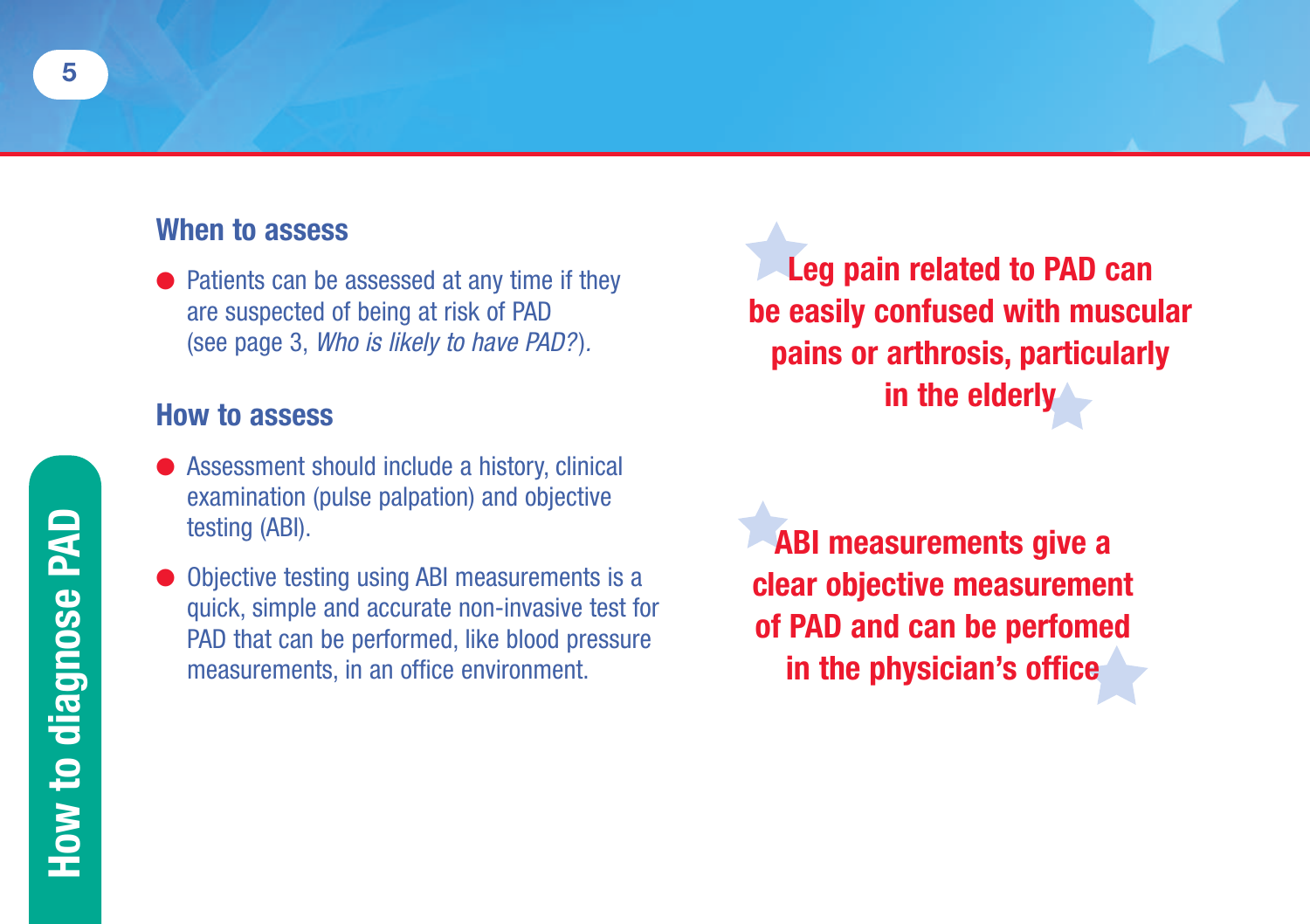## How to diagnose PAD

### When to assess

- Patients can be assessed at any time if they are suspected of being at risk of PAD (see page 3, *Who is likely to have PAD?*).

### How to assess

- Assessment should include a history, clinical examination (pulse palpation) and objective testing (ABI).
- Objective testing using ABI measurements is a quick, simple and accurate non-invasive test for PAD that can be performed, like blood pressure measurements, in an office environment.

**Leg pain related to PAD can be easily confused with muscular pains or arthrosis, particularly in the elderly**

**ABI measurements give a clear objective measurement of PAD and can be perfomed in the physician's office**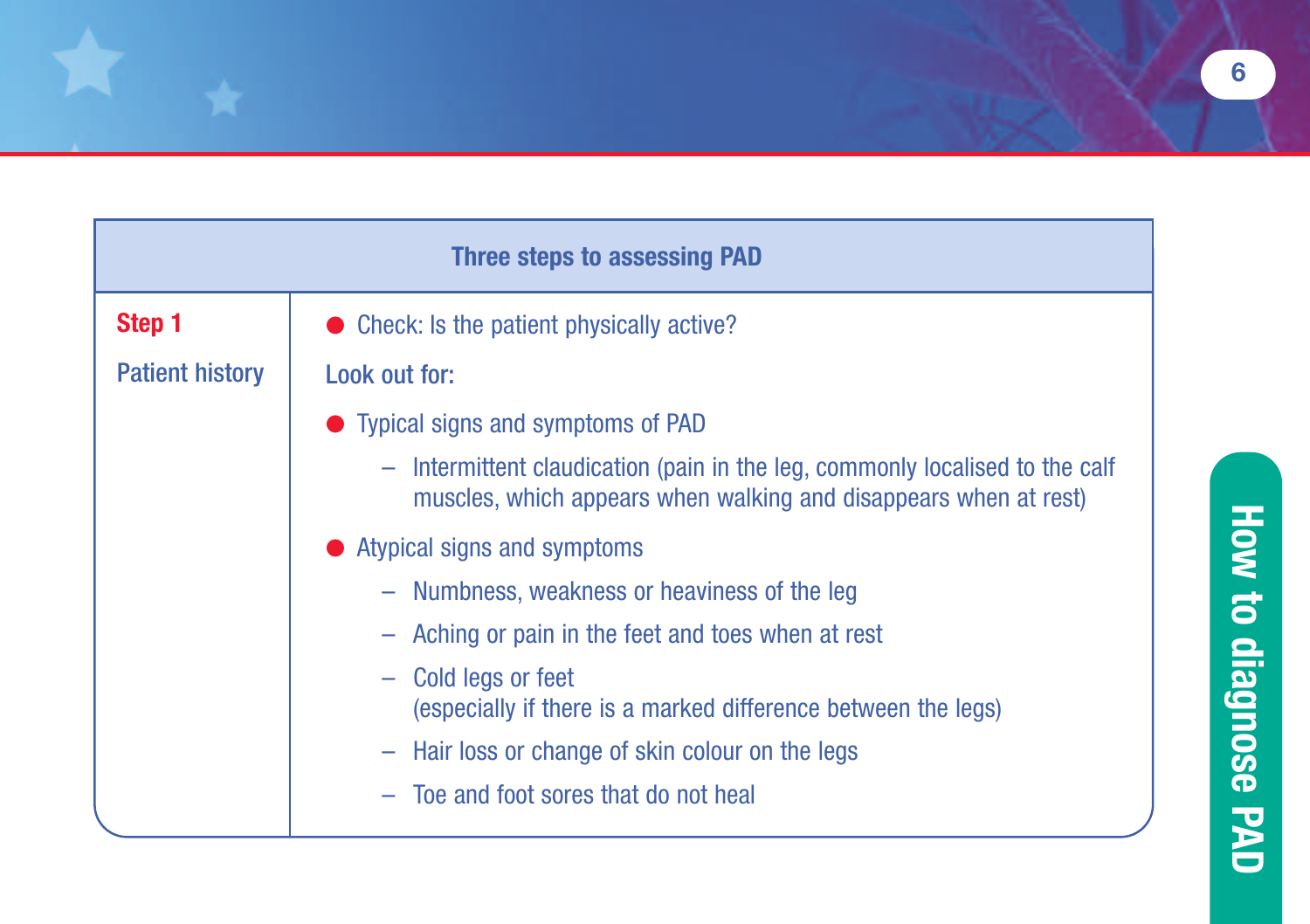| Three steps to assessing PAD | |
|---|---|
| **Step 1**<br><br>Patient history | ● Check: Is the patient physically active?<br><br>Look out for:<br><br>● Typical signs and symptoms of PAD<br>– Intermittent claudication (pain in the leg, commonly localised to the calf muscles, which appears when walking and disappears when at rest)<br><br>● Atypical signs and symptoms<br>– Numbness, weakness or heaviness of the leg<br>– Aching or pain in the feet and toes when at rest<br>– Cold legs or feet (especially if there is a marked difference between the legs)<br>– Hair loss or change of skin colour on the legs<br>– Toe and foot sores that do not heal |

How to diagnose PAD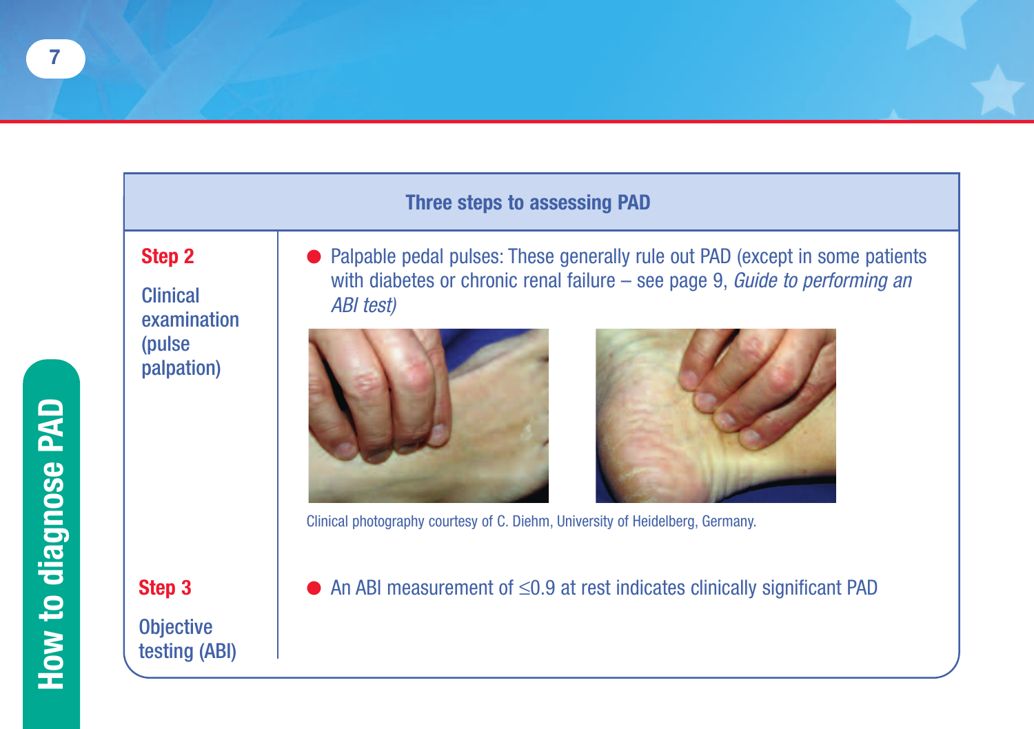## Three steps to assessing PAD

**Step 2**

Clinical examination (pulse palpation)

- Palpable pedal pulses: These generally rule out PAD (except in some patients with diabetes or chronic renal failure – see page 9, *Guide to performing an ABI test)*

Clinical photography courtesy of C. Diehm, University of Heidelberg, Germany.

**Step 3**

Objective testing (ABI)

- An ABI measurement of ≤0.9 at rest indicates clinically significant PAD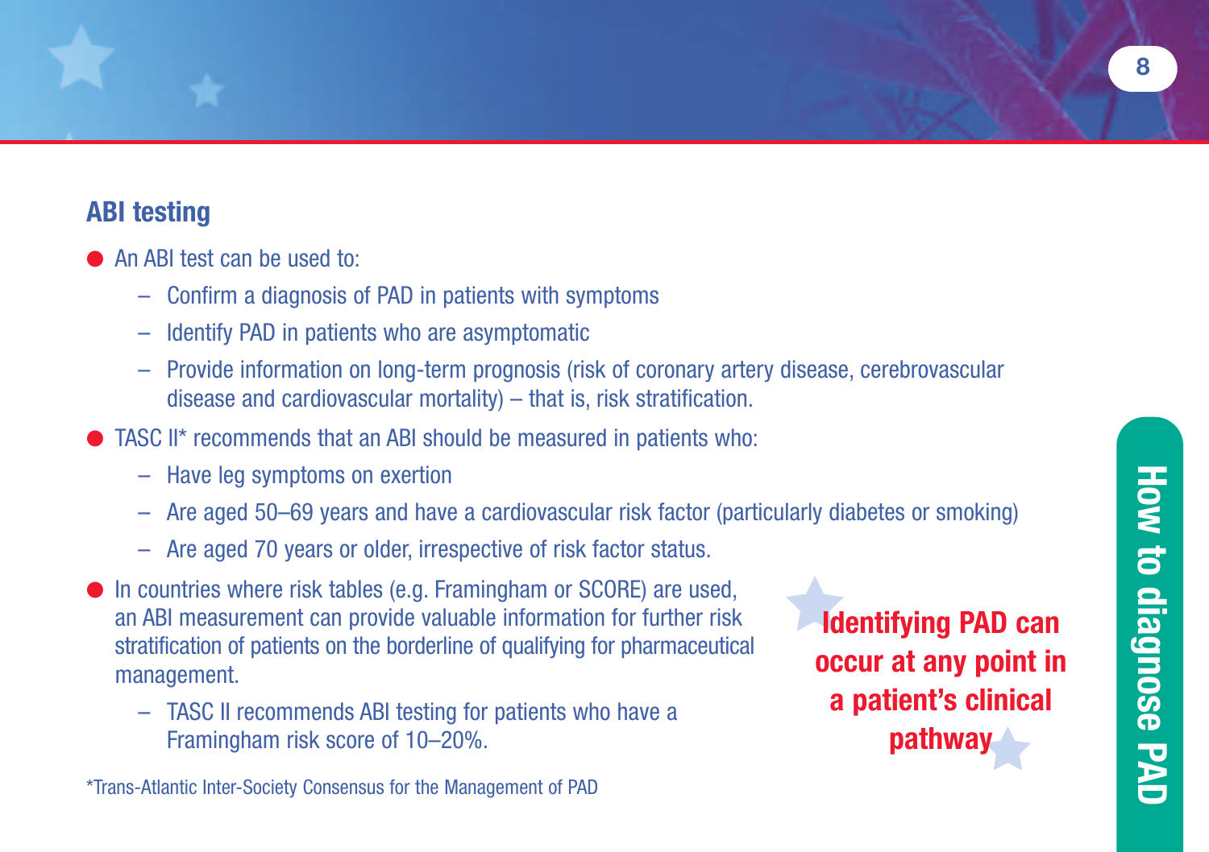## ABI testing

- An ABI test can be used to:
  - Confirm a diagnosis of PAD in patients with symptoms
  - Identify PAD in patients who are asymptomatic
  - Provide information on long-term prognosis (risk of coronary artery disease, cerebrovascular disease and cardiovascular mortality) – that is, risk stratification.
- TASC II* recommends that an ABI should be measured in patients who:
  - Have leg symptoms on exertion
  - Are aged 50–69 years and have a cardiovascular risk factor (particularly diabetes or smoking)
  - Are aged 70 years or older, irrespective of risk factor status.
- In countries where risk tables (e.g. Framingham or SCORE) are used, an ABI measurement can provide valuable information for further risk stratification of patients on the borderline of qualifying for pharmaceutical management.
  - TASC II recommends ABI testing for patients who have a Framingham risk score of 10–20%.

**Identifying PAD can occur at any point in a patient's clinical pathway**

*Trans-Atlantic Inter-Society Consensus for the Management of PAD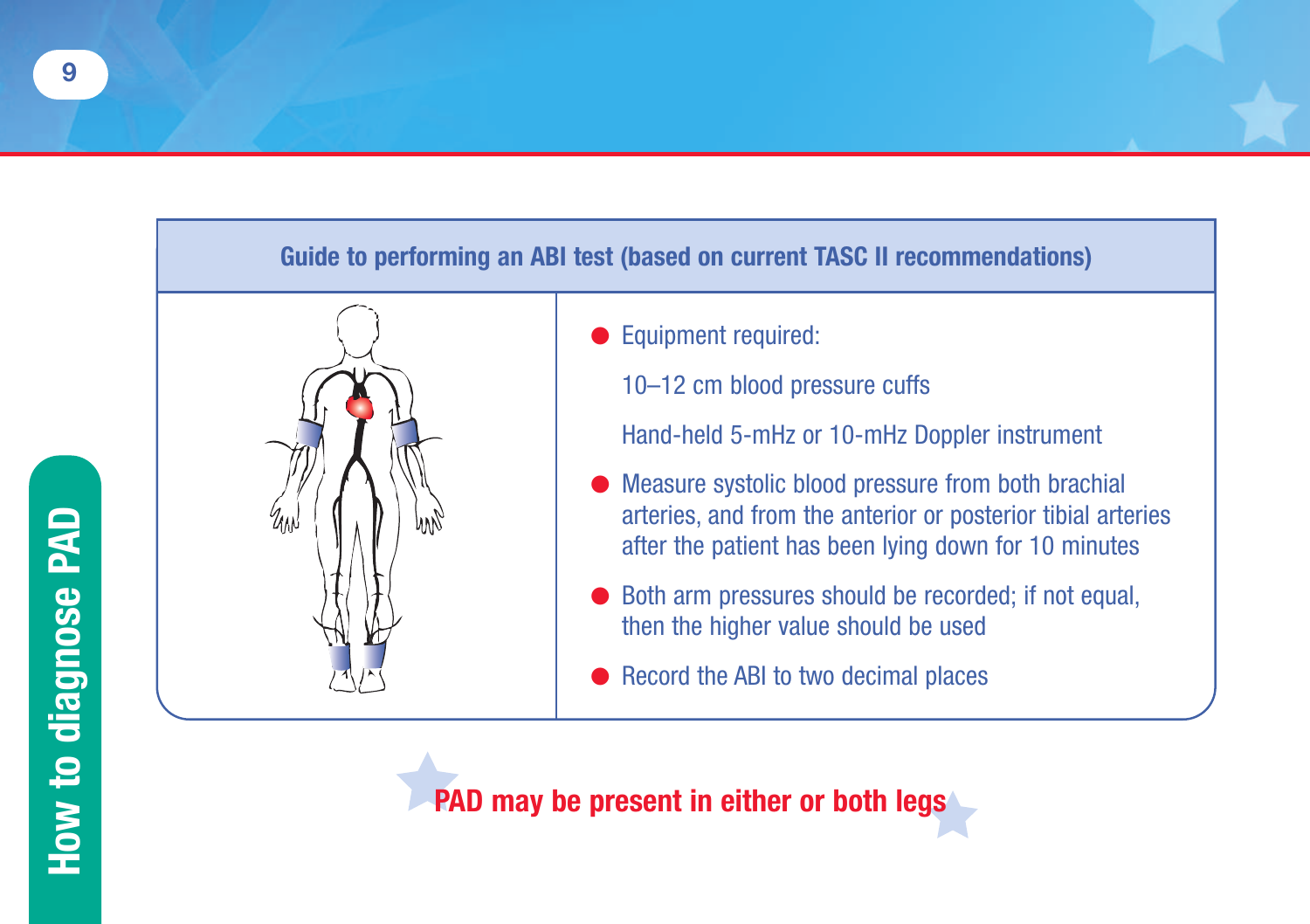## Guide to performing an ABI test (based on current TASC II recommendations)

- Equipment required:

  10–12 cm blood pressure cuffs

  Hand-held 5-mHz or 10-mHz Doppler instrument

- Measure systolic blood pressure from both brachial arteries, and from the anterior or posterior tibial arteries after the patient has been lying down for 10 minutes
- Both arm pressures should be recorded; if not equal, then the higher value should be used
- Record the ABI to two decimal places

**PAD may be present in either or both legs**

How to diagnose PAD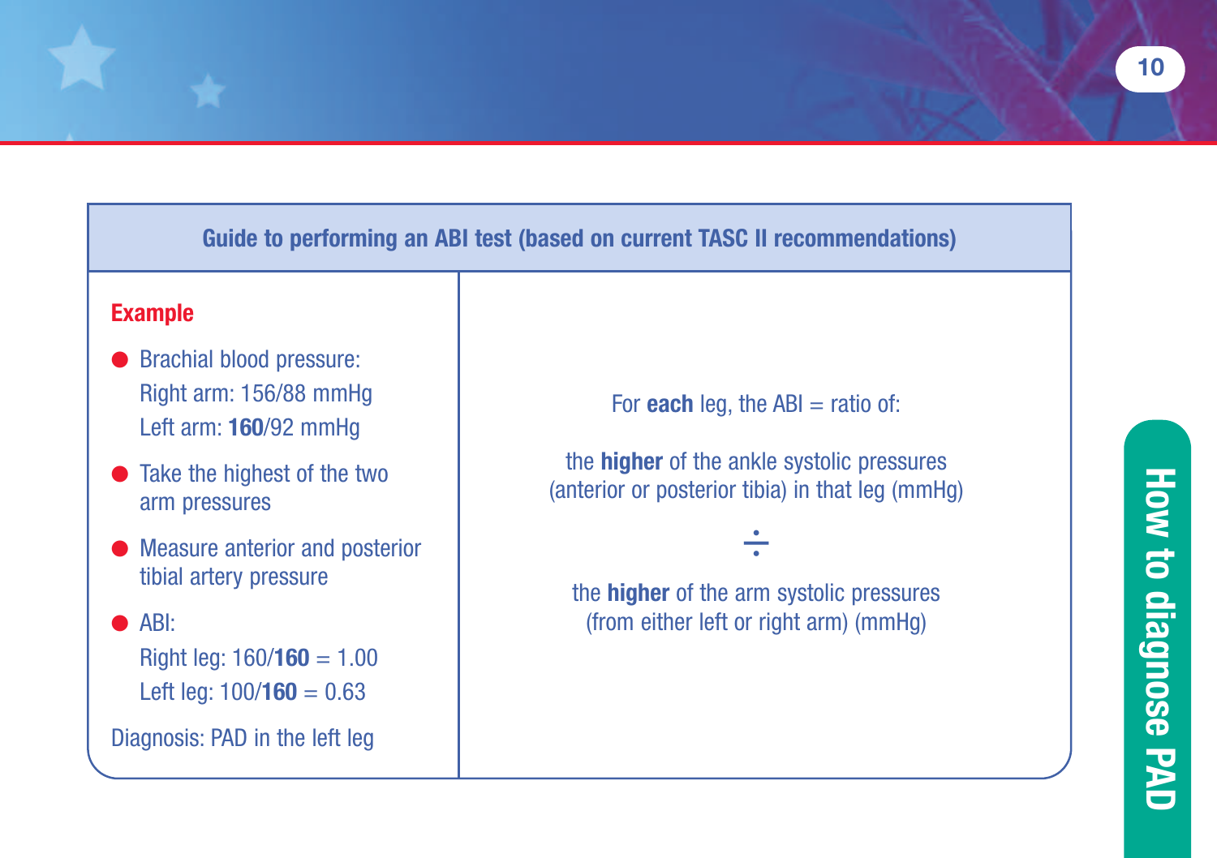## Guide to performing an ABI test (based on current TASC II recommendations)

### Example

- Brachial blood pressure:
  Right arm: 156/88 mmHg
  Left arm: **160**/92 mmHg
- Take the highest of the two arm pressures
- Measure anterior and posterior tibial artery pressure
- ABI:
  Right leg: 160/**160** = 1.00
  Left leg: 100/**160** = 0.63

Diagnosis: PAD in the left leg

For **each** leg, the ABI = ratio of:

the **higher** of the ankle systolic pressures (anterior or posterior tibia) in that leg (mmHg)

÷

the **higher** of the arm systolic pressures (from either left or right arm) (mmHg)

How to diagnose PAD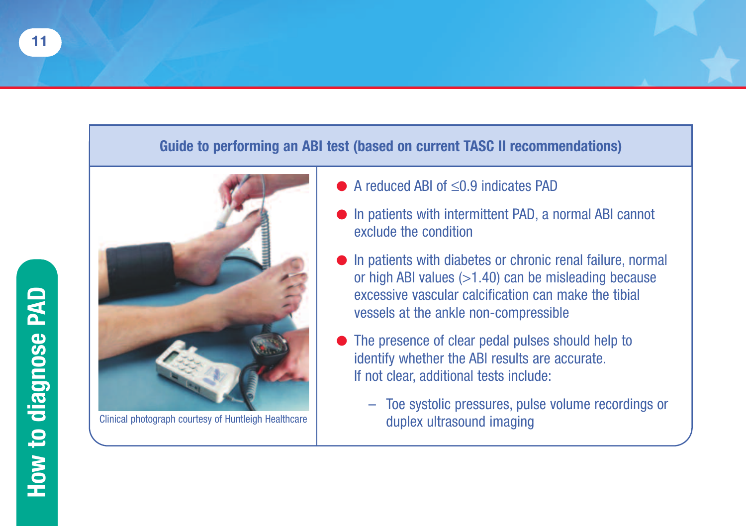## Guide to performing an ABI test (based on current TASC II recommendations)

Clinical photograph courtesy of Huntleigh Healthcare

- A reduced ABI of ≤0.9 indicates PAD
- In patients with intermittent PAD, a normal ABI cannot exclude the condition
- In patients with diabetes or chronic renal failure, normal or high ABI values (>1.40) can be misleading because excessive vascular calcification can make the tibial vessels at the ankle non-compressible
- The presence of clear pedal pulses should help to identify whether the ABI results are accurate. If not clear, additional tests include:
  - Toe systolic pressures, pulse volume recordings or duplex ultrasound imaging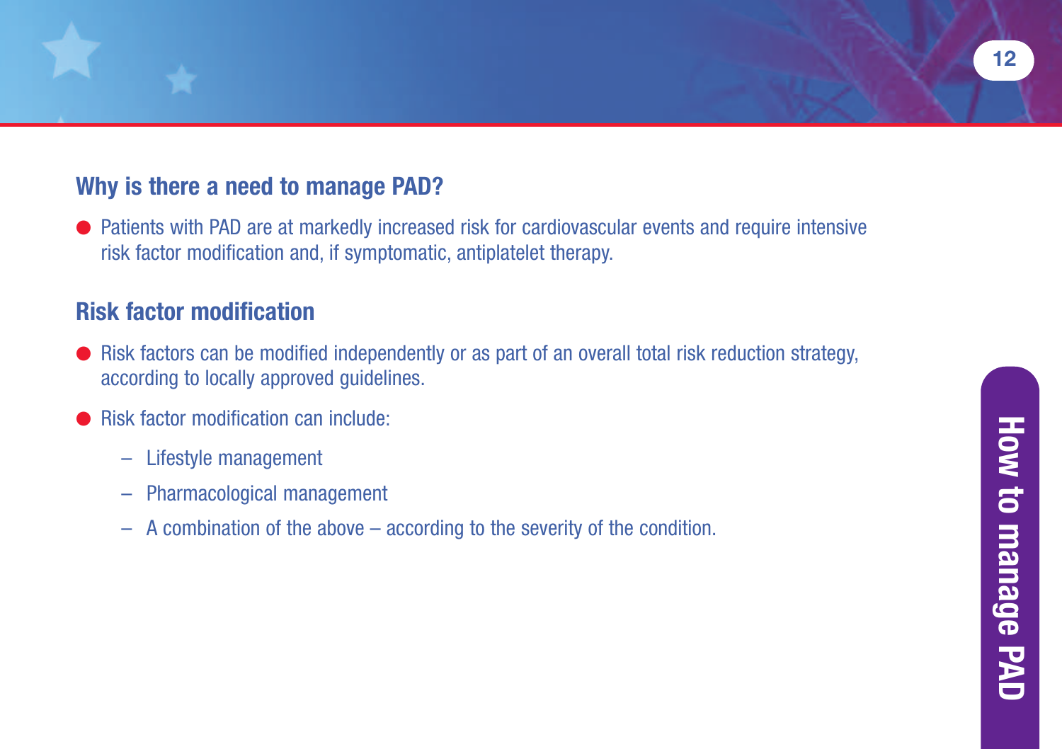## Why is there a need to manage PAD?

- Patients with PAD are at markedly increased risk for cardiovascular events and require intensive risk factor modification and, if symptomatic, antiplatelet therapy.

## Risk factor modification

- Risk factors can be modified independently or as part of an overall total risk reduction strategy, according to locally approved guidelines.
- Risk factor modification can include:
  - Lifestyle management
  - Pharmacological management
  - A combination of the above – according to the severity of the condition.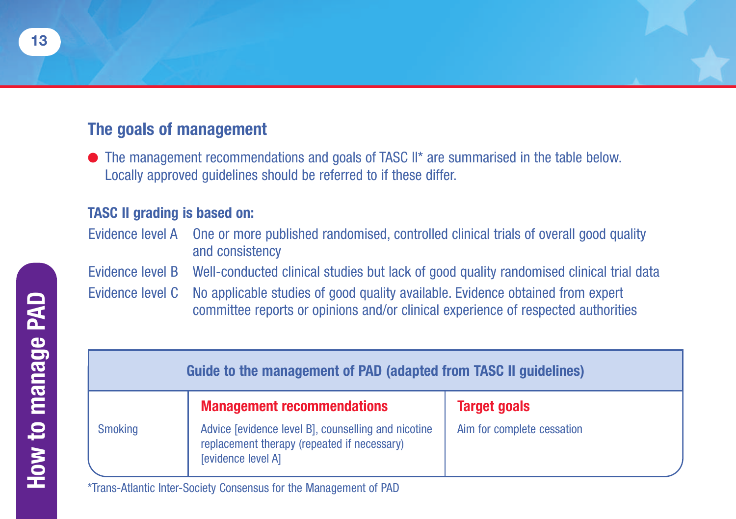## The goals of management

- The management recommendations and goals of TASC II* are summarised in the table below. Locally approved guidelines should be referred to if these differ.

**TASC II grading is based on:**

Evidence level A One or more published randomised, controlled clinical trials of overall good quality and consistency

Evidence level B Well-conducted clinical studies but lack of good quality randomised clinical trial data

Evidence level C No applicable studies of good quality available. Evidence obtained from expert committee reports or opinions and/or clinical experience of respected authorities

**Guide to the management of PAD (adapted from TASC II guidelines)**

| | Management recommendations | Target goals |
|---|---|---|
| Smoking | Advice [evidence level B], counselling and nicotine replacement therapy (repeated if necessary) [evidence level A] | Aim for complete cessation |

*Trans-Atlantic Inter-Society Consensus for the Management of PAD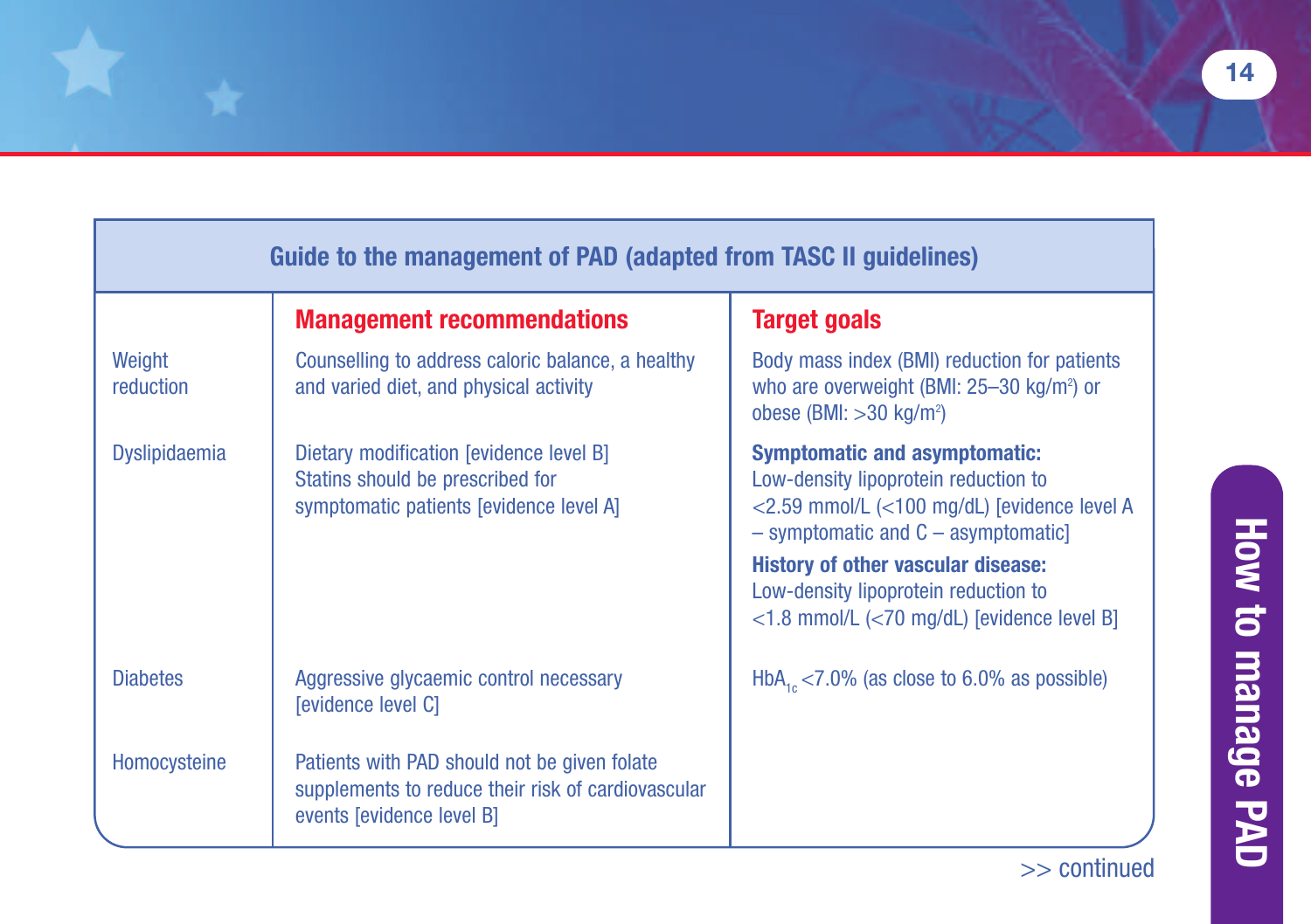## Guide to the management of PAD (adapted from TASC II guidelines)

| | Management recommendations | Target goals |
|---|---|---|
| Weight reduction | Counselling to address caloric balance, a healthy and varied diet, and physical activity | Body mass index (BMI) reduction for patients who are overweight (BMI: 25–30 kg/m$^2$) or obese (BMI: >30 kg/m$^2$) |
| Dyslipidaemia | Dietary modification [evidence level B]<br>Statins should be prescribed for symptomatic patients [evidence level A] | **Symptomatic and asymptomatic:**<br>Low-density lipoprotein reduction to <2.59 mmol/L (<100 mg/dL) [evidence level A – symptomatic and C – asymptomatic]<br>**History of other vascular disease:**<br>Low-density lipoprotein reduction to <1.8 mmol/L (<70 mg/dL) [evidence level B] |
| Diabetes | Aggressive glycaemic control necessary [evidence level C] | $HbA_{1c}$ <7.0% (as close to 6.0% as possible) |
| Homocysteine | Patients with PAD should not be given folate supplements to reduce their risk of cardiovascular events [evidence level B] | |

>> continued

How to manage PAD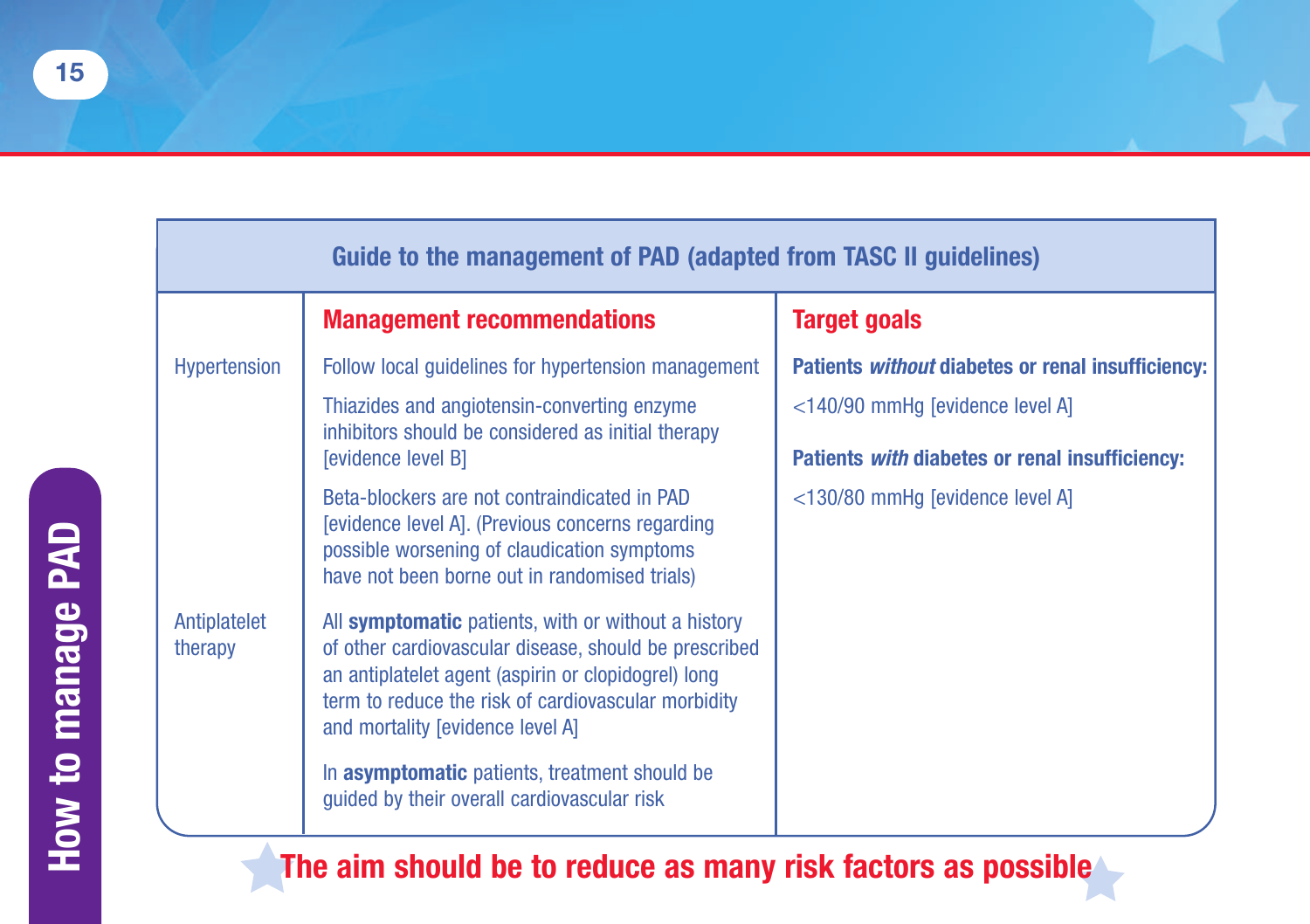| Guide to the management of PAD (adapted from TASC II guidelines) | | |
|---|---|---|
| | **Management recommendations** | **Target goals** |
| Hypertension | Follow local guidelines for hypertension management<br><br>Thiazides and angiotensin-converting enzyme inhibitors should be considered as initial therapy [evidence level B]<br><br>Beta-blockers are not contraindicated in PAD [evidence level A]. (Previous concerns regarding possible worsening of claudication symptoms have not been borne out in randomised trials) | **Patients *without* diabetes or renal insufficiency:**<br><br><140/90 mmHg [evidence level A]<br><br>**Patients *with* diabetes or renal insufficiency:**<br><br><130/80 mmHg [evidence level A] |
| Antiplatelet therapy | All **symptomatic** patients, with or without a history of other cardiovascular disease, should be prescribed an antiplatelet agent (aspirin or clopidogrel) long term to reduce the risk of cardiovascular morbidity and mortality [evidence level A]<br><br>In **asymptomatic** patients, treatment should be guided by their overall cardiovascular risk | |

**The aim should be to reduce as many risk factors as possible**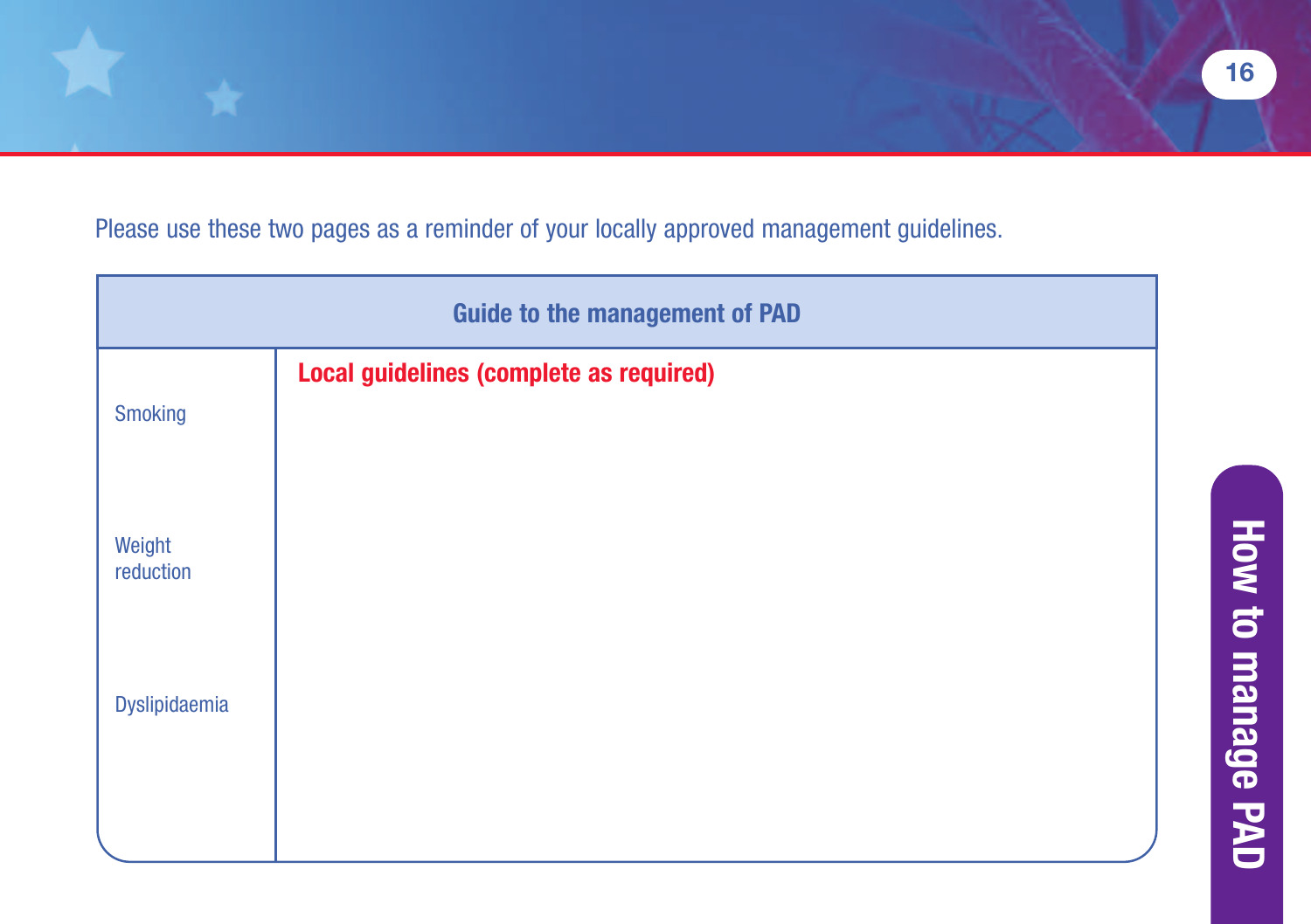Please use these two pages as a reminder of your locally approved management guidelines.

| Guide to the management of PAD | |
|---|---|
| | **Local guidelines (complete as required)** |
| Smoking | |
| Weight reduction | |
| Dyslipidaemia | |

How to manage PAD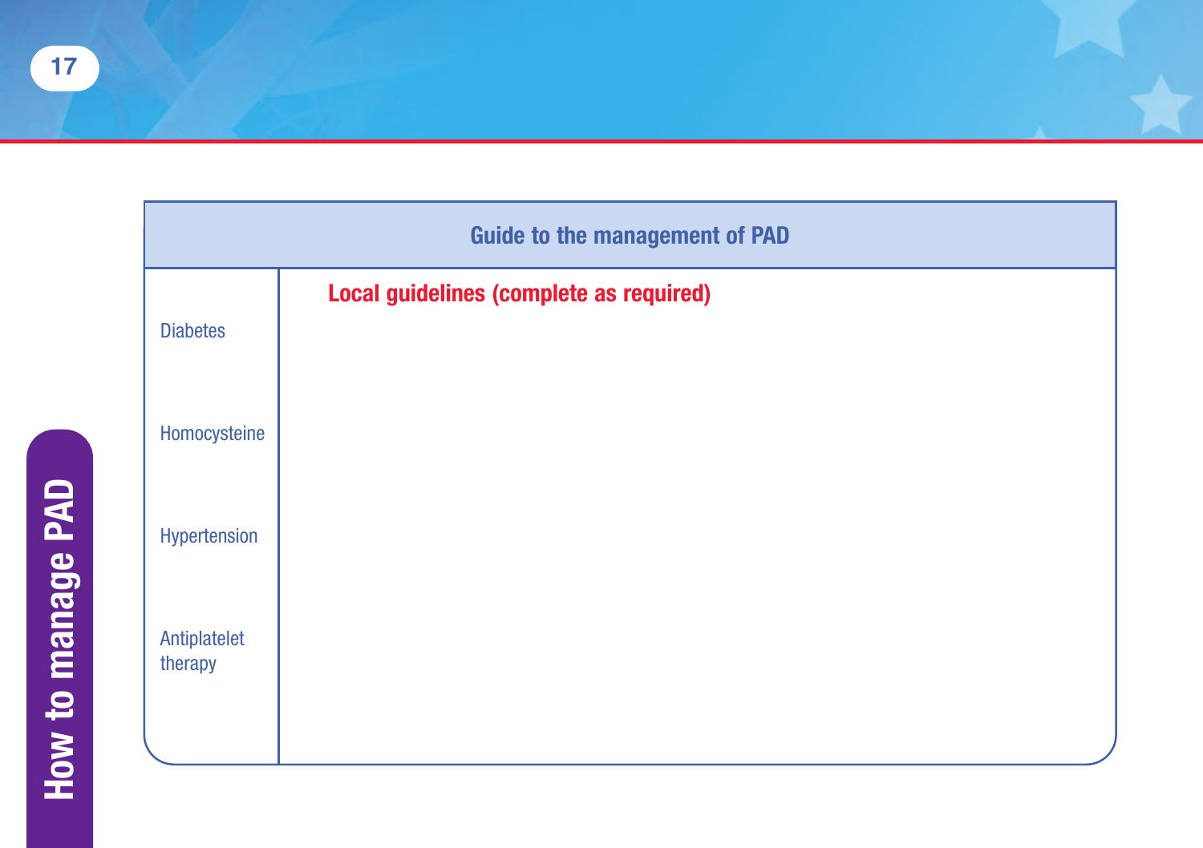| Guide to the management of PAD | |
|---|---|
| | **Local guidelines (complete as required)** |
| Diabetes | |
| Homocysteine | |
| Hypertension | |
| Antiplatelet therapy | |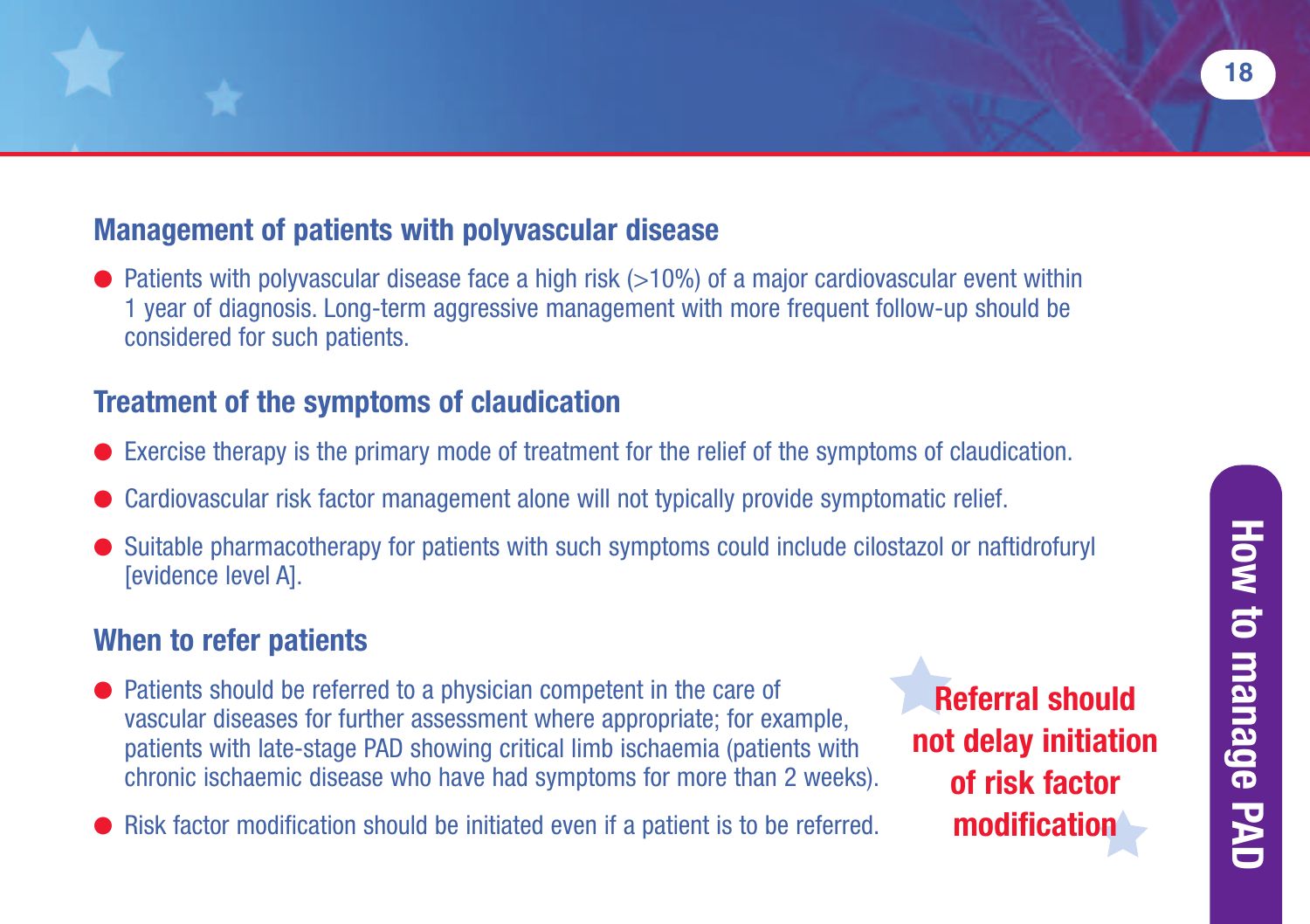## Management of patients with polyvascular disease

- Patients with polyvascular disease face a high risk (>10%) of a major cardiovascular event within 1 year of diagnosis. Long-term aggressive management with more frequent follow-up should be considered for such patients.

## Treatment of the symptoms of claudication

- Exercise therapy is the primary mode of treatment for the relief of the symptoms of claudication.
- Cardiovascular risk factor management alone will not typically provide symptomatic relief.
- Suitable pharmacotherapy for patients with such symptoms could include cilostazol or naftidrofuryl [evidence level A].

## When to refer patients

- Patients should be referred to a physician competent in the care of vascular diseases for further assessment where appropriate; for example, patients with late-stage PAD showing critical limb ischaemia (patients with chronic ischaemic disease who have had symptoms for more than 2 weeks).
- Risk factor modification should be initiated even if a patient is to be referred.

**Referral should not delay initiation of risk factor modification**

How to manage PAD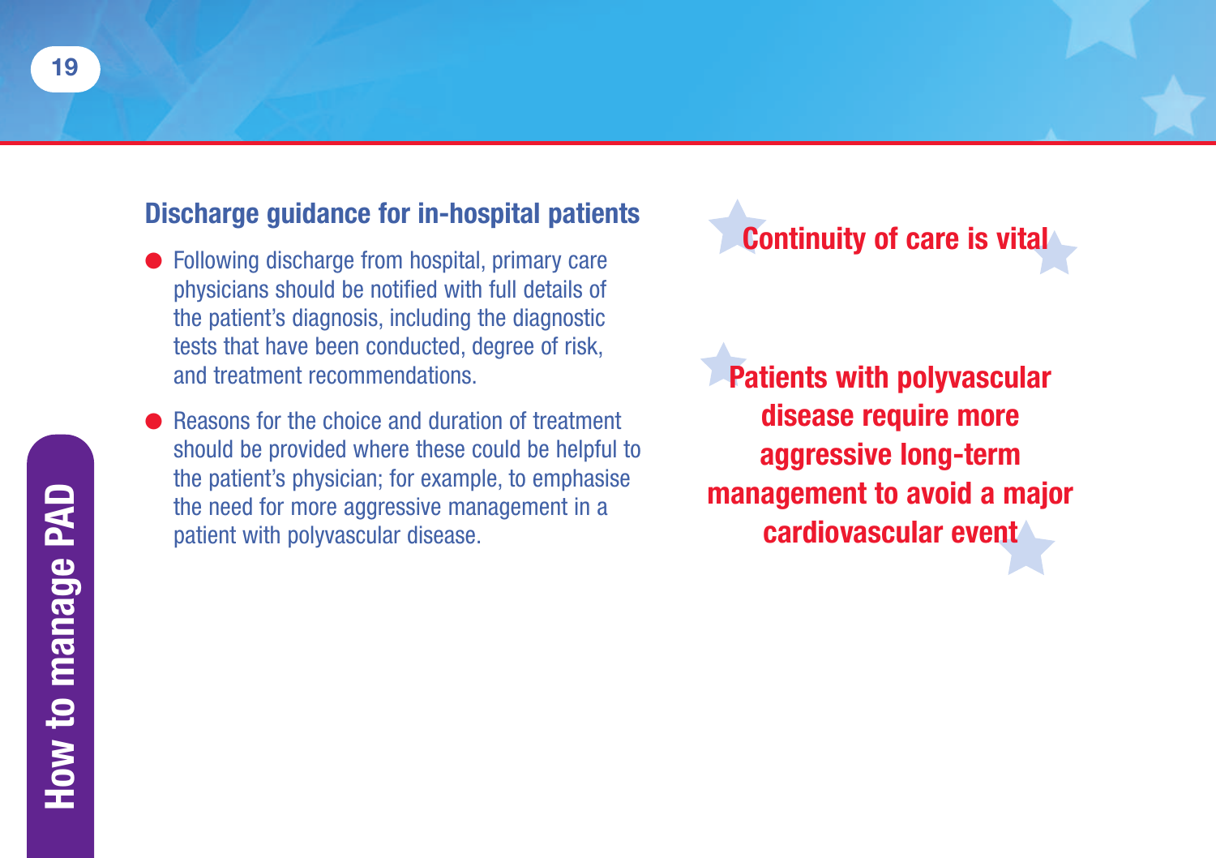## Discharge guidance for in-hospital patients

- Following discharge from hospital, primary care physicians should be notified with full details of the patient's diagnosis, including the diagnostic tests that have been conducted, degree of risk, and treatment recommendations.
- Reasons for the choice and duration of treatment should be provided where these could be helpful to the patient's physician; for example, to emphasise the need for more aggressive management in a patient with polyvascular disease.

**Continuity of care is vital**

**Patients with polyvascular disease require more aggressive long-term management to avoid a major cardiovascular event**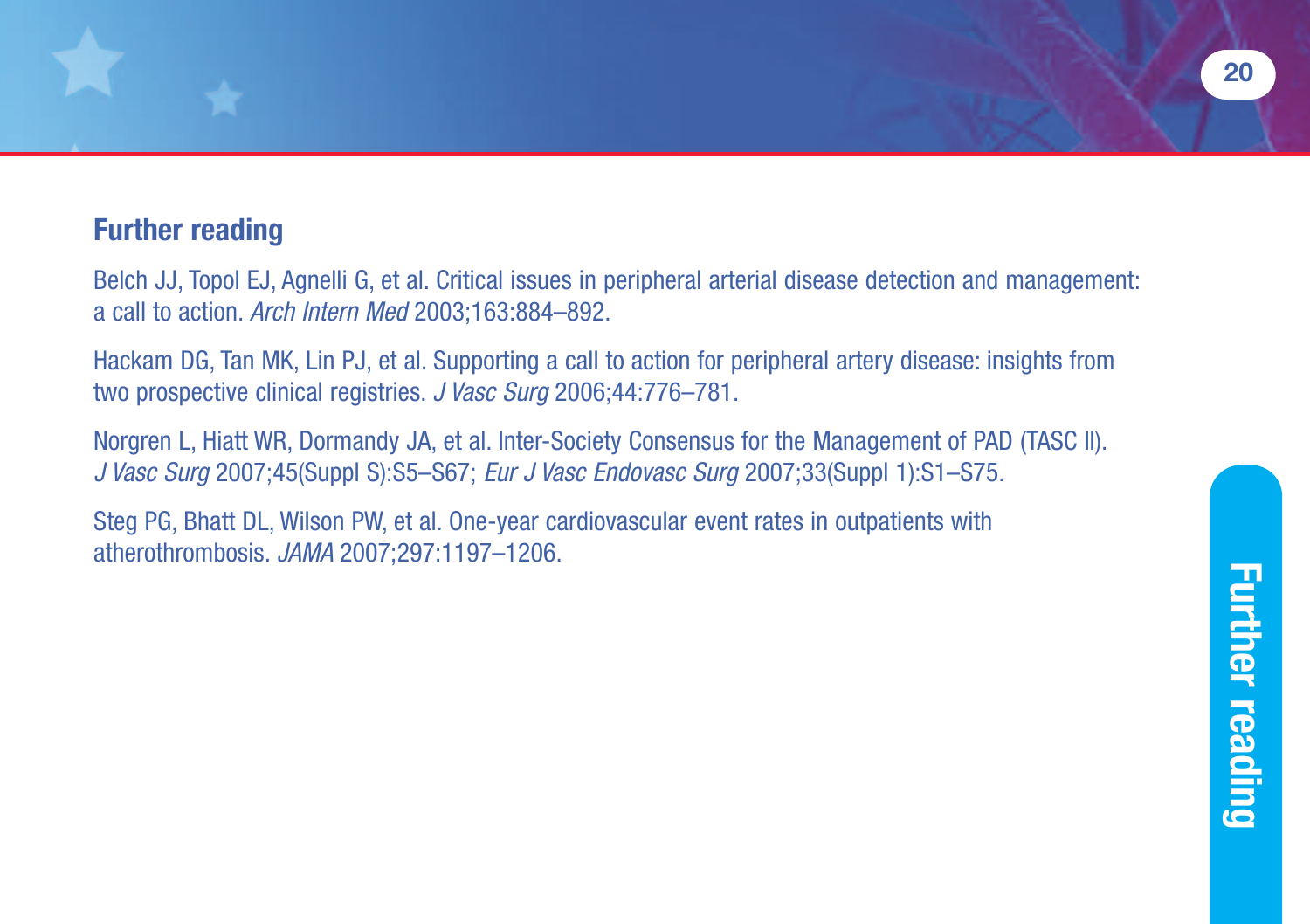## Further reading

Belch JJ, Topol EJ, Agnelli G, et al. Critical issues in peripheral arterial disease detection and management: a call to action. *Arch Intern Med* 2003;163:884–892.

Hackam DG, Tan MK, Lin PJ, et al. Supporting a call to action for peripheral artery disease: insights from two prospective clinical registries. *J Vasc Surg* 2006;44:776–781.

Norgren L, Hiatt WR, Dormandy JA, et al. Inter-Society Consensus for the Management of PAD (TASC II). *J Vasc Surg* 2007;45(Suppl S):S5–S67; *Eur J Vasc Endovasc Surg* 2007;33(Suppl 1):S1–S75.

Steg PG, Bhatt DL, Wilson PW, et al. One-year cardiovascular event rates in outpatients with atherothrombosis. *JAMA* 2007;297:1197–1206.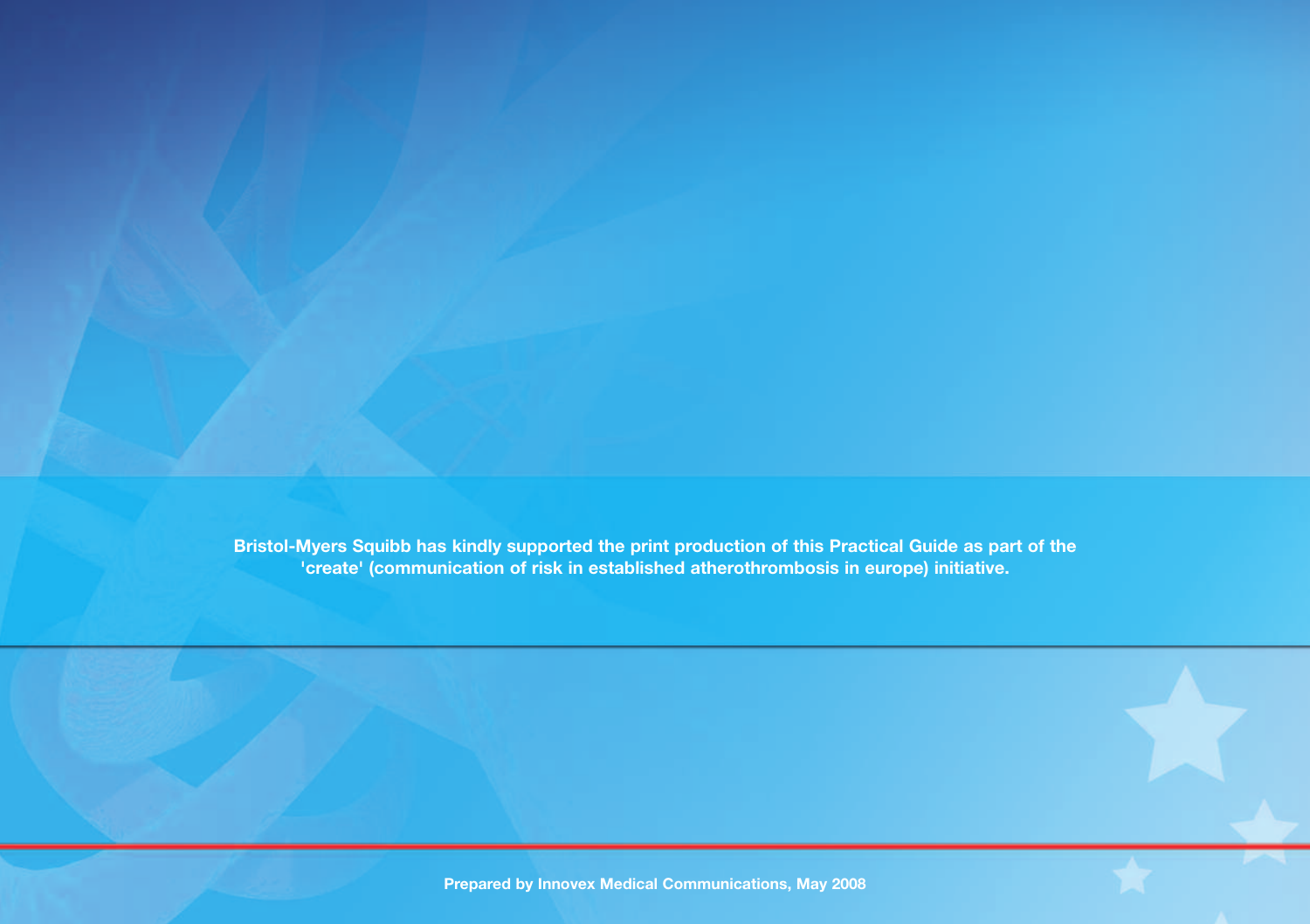**Bristol-Myers Squibb has kindly supported the print production of this Practical Guide as part of the 'create' (communication of risk in established atherothrombosis in europe) initiative.**

**Prepared by Innovex Medical Communications, May 2008**